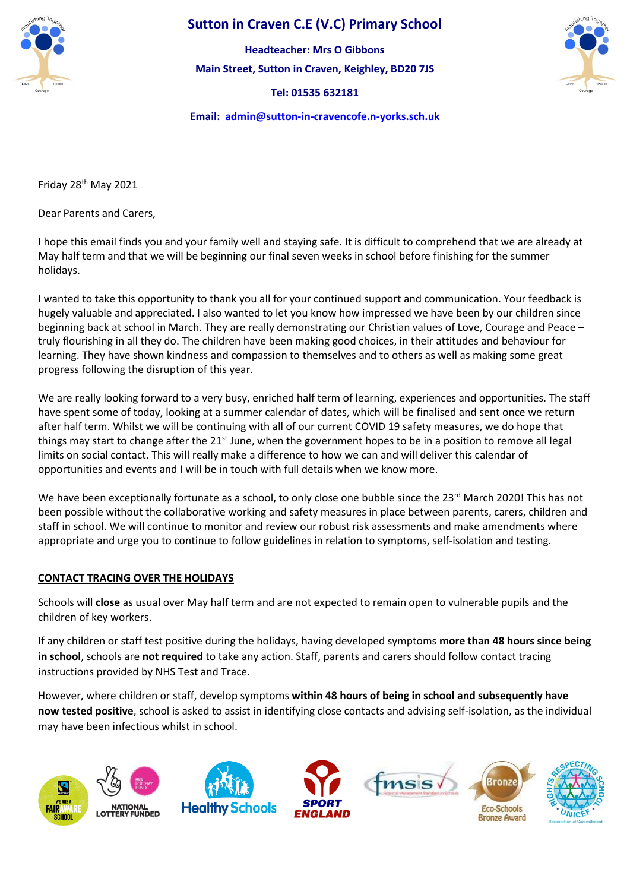# Sutton in Craven C.E (V.C) Primary School

**Headteacher: Mrs O Gibbons**

**Main Street, Sutton in Craven, Keighley, BD20 7JS**

**Tel: 01535 632181**

**Email: admin@sutton-in-cravencofe.n-yorks.sch.uk**

Friday 28th May 2021

Dear Parents and Carers,

I hope this email finds you and your family well and staying safe. It is difficult to comprehend that we are already at May half term and that we will be beginning our final seven weeks in school before finishing for the summer holidays.

I wanted to take this opportunity to thank you all for your continued support and communication. Your feedback is hugely valuable and appreciated. I also wanted to let you know how impressed we have been by our children since beginning back at school in March. They are really demonstrating our Christian values of Love, Courage and Peace – truly flourishing in all they do. The children have been making good choices, in their attitudes and behaviour for learning. They have shown kindness and compassion to themselves and to others as well as making some great progress following the disruption of this year.

We are really looking forward to a very busy, enriched half term of learning, experiences and opportunities. The staff have spent some of today, looking at a summer calendar of dates, which will be finalised and sent once we return after half term. Whilst we will be continuing with all of our current COVID 19 safety measures, we do hope that things may start to change after the 21st June, when the government hopes to be in a position to remove all legal limits on social contact. This will really make a difference to how we can and will deliver this calendar of opportunities and events and I will be in touch with full details when we know more.

We have been exceptionally fortunate as a school, to only close one bubble since the 23rd March 2020! This has not been possible without the collaborative working and safety measures in place between parents, carers, children and staff in school. We will continue to monitor and review our robust risk assessments and make amendments where appropriate and urge you to continue to follow guidelines in relation to symptoms, self-isolation and testing.

## CONTACT TRACING OVER THE HOLIDAYS

Schools will **close** as usual over May half term and are not expected to remain open to vulnerable pupils and the children of key workers.

If any children or staff test positive during the holidays, having developed symptoms **more than 48 hours since being in school**, schools are **not required** to take any action. Staff, parents and carers should follow contact tracing instructions provided by NHS Test and Trace.

However, where children or staff, develop symptoms **within 48 hours of being in school and subsequently have now tested positive**, school is asked to assist in identifying close contacts and advising self-isolation, as the individual may have been infectious whilst in school.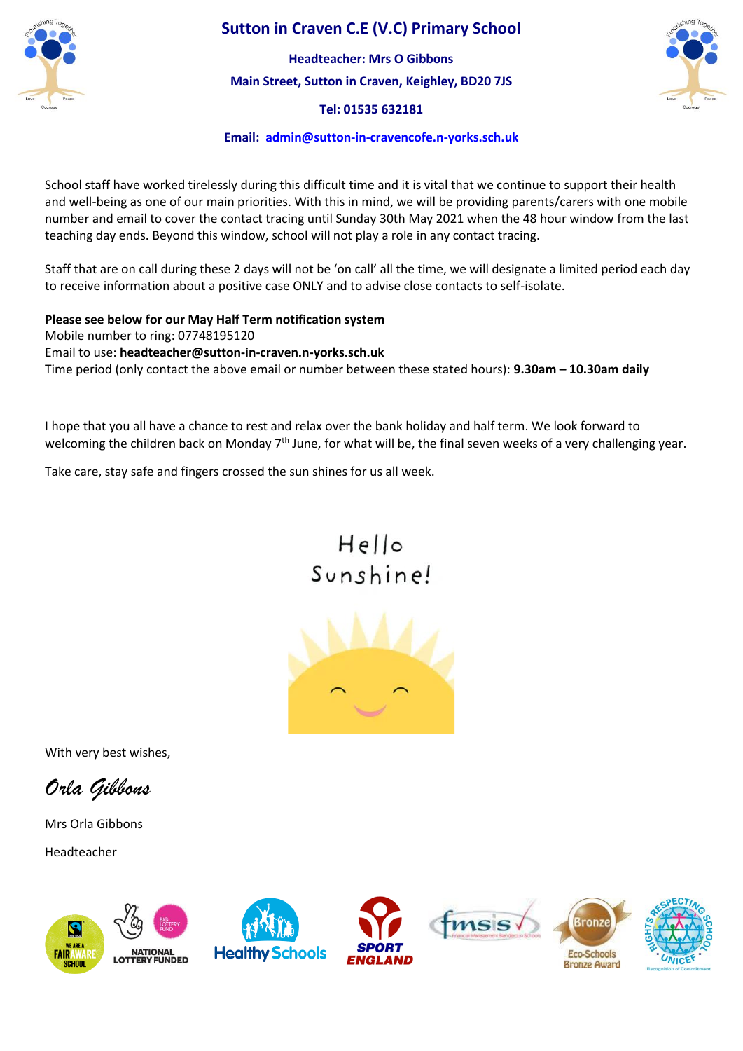# Sutton in Craven C.E (V.C) Primary School

**Headteacher: Mrs O Gibbons**

**Main Street, Sutton in Craven, Keighley, BD20 7JS**

**Tel: 01535 632181**

**Email: admin@sutton-in-cravencofe.n-yorks.sch.uk**

School staff have worked tirelessly during this difficult time and it is vital that we continue to support their health and well-being as one of our main priorities. With this in mind, we will be providing parents/carers with one mobile number and email to cover the contact tracing until Sunday 30th May 2021 when the 48 hour window from the last teaching day ends. Beyond this window, school will not play a role in any contact tracing.

Staff that are on call during these 2 days will not be 'on call' all the time, we will designate a limited period each day to receive information about a positive case ONLY and to advise close contacts to self-isolate.

**Please see below for our May Half Term notification system**
Mobile number to ring: 07748195120
Email to use: **headteacher@sutton-in-craven.n-yorks.sch.uk**
Time period (only contact the above email or number between these stated hours): **9.30am – 10.30am daily**

I hope that you all have a chance to rest and relax over the bank holiday and half term. We look forward to welcoming the children back on Monday 7th June, for what will be, the final seven weeks of a very challenging year.

Take care, stay safe and fingers crossed the sun shines for us all week.

Hello Sunshine!

With very best wishes,

*Orla Gibbons*

Mrs Orla Gibbons

Headteacher